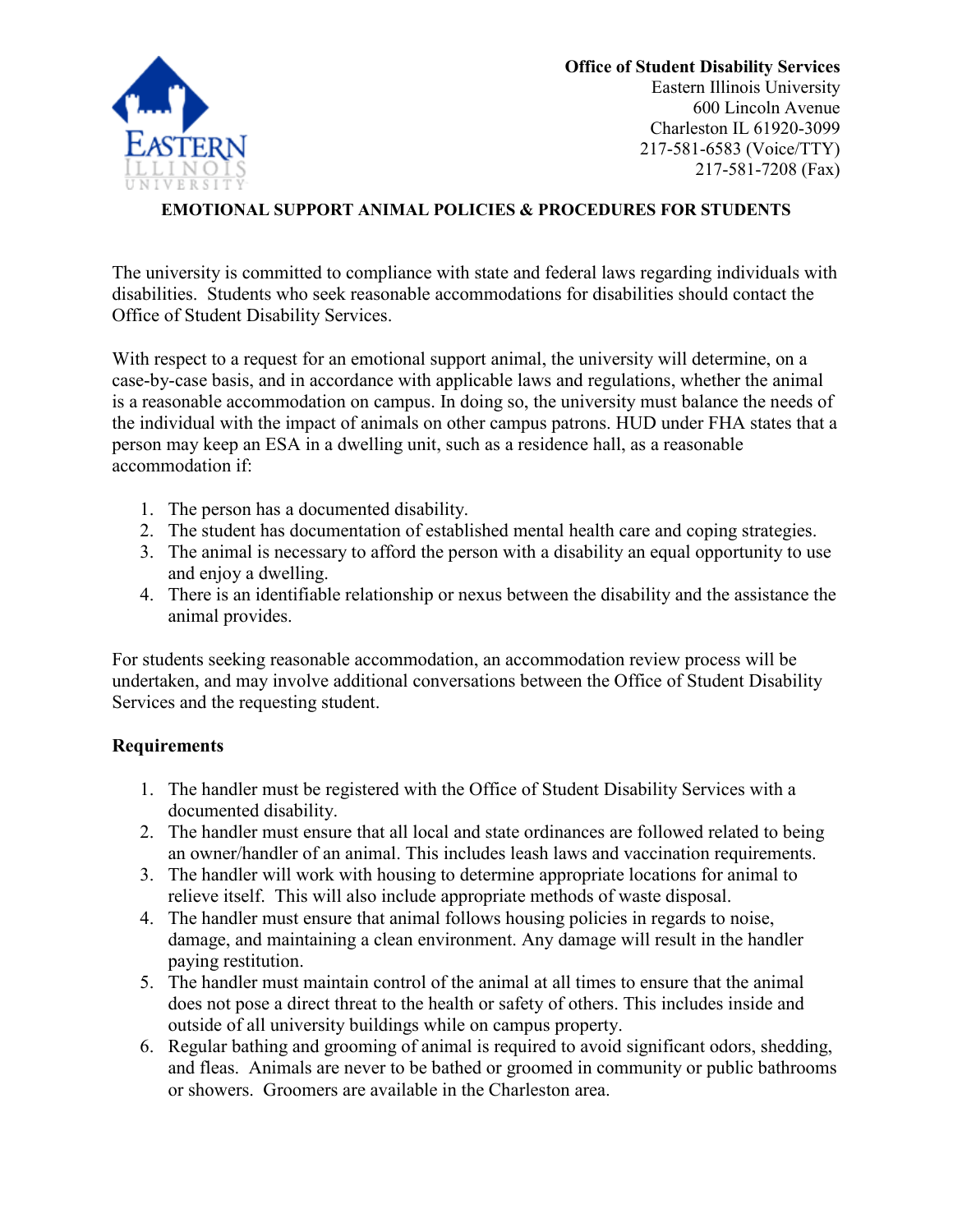**Office of Student Disability Services**
Eastern Illinois University
600 Lincoln Avenue
Charleston IL 61920-3099
217-581-6583 (Voice/TTY)
217-581-7208 (Fax)

# EMOTIONAL SUPPORT ANIMAL POLICIES & PROCEDURES FOR STUDENTS

The university is committed to compliance with state and federal laws regarding individuals with disabilities. Students who seek reasonable accommodations for disabilities should contact the Office of Student Disability Services.

With respect to a request for an emotional support animal, the university will determine, on a case-by-case basis, and in accordance with applicable laws and regulations, whether the animal is a reasonable accommodation on campus. In doing so, the university must balance the needs of the individual with the impact of animals on other campus patrons. HUD under FHA states that a person may keep an ESA in a dwelling unit, such as a residence hall, as a reasonable accommodation if:

1. The person has a documented disability.
2. The student has documentation of established mental health care and coping strategies.
3. The animal is necessary to afford the person with a disability an equal opportunity to use and enjoy a dwelling.
4. There is an identifiable relationship or nexus between the disability and the assistance the animal provides.

For students seeking reasonable accommodation, an accommodation review process will be undertaken, and may involve additional conversations between the Office of Student Disability Services and the requesting student.

## Requirements

1. The handler must be registered with the Office of Student Disability Services with a documented disability.
2. The handler must ensure that all local and state ordinances are followed related to being an owner/handler of an animal. This includes leash laws and vaccination requirements.
3. The handler will work with housing to determine appropriate locations for animal to relieve itself. This will also include appropriate methods of waste disposal.
4. The handler must ensure that animal follows housing policies in regards to noise, damage, and maintaining a clean environment. Any damage will result in the handler paying restitution.
5. The handler must maintain control of the animal at all times to ensure that the animal does not pose a direct threat to the health or safety of others. This includes inside and outside of all university buildings while on campus property.
6. Regular bathing and grooming of animal is required to avoid significant odors, shedding, and fleas. Animals are never to be bathed or groomed in community or public bathrooms or showers. Groomers are available in the Charleston area.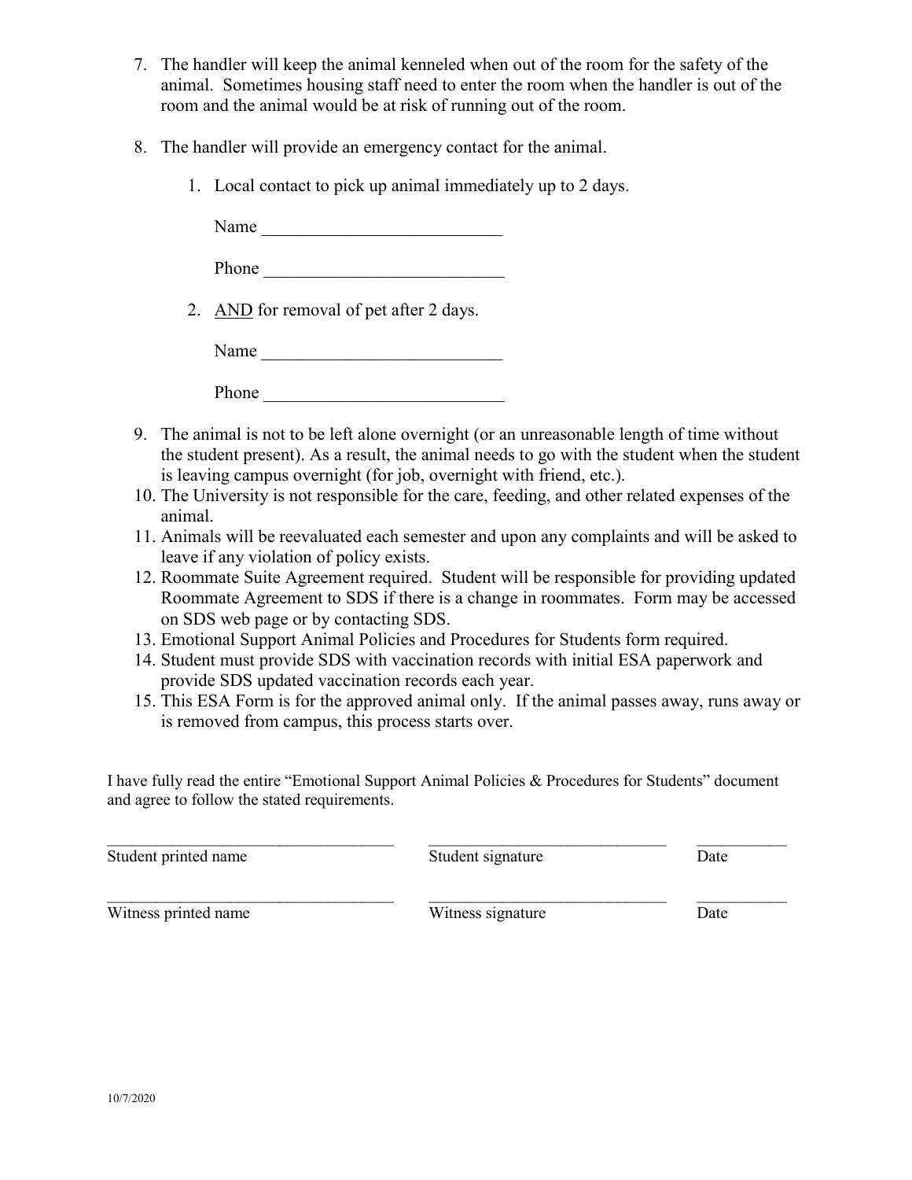7. The handler will keep the animal kenneled when out of the room for the safety of the animal. Sometimes housing staff need to enter the room when the handler is out of the room and the animal would be at risk of running out of the room.

8. The handler will provide an emergency contact for the animal.

    1. Local contact to pick up animal immediately up to 2 days.

       Name ___________________________

       Phone ___________________________

    2. AND for removal of pet after 2 days.

       Name ___________________________

       Phone ___________________________

9. The animal is not to be left alone overnight (or an unreasonable length of time without the student present). As a result, the animal needs to go with the student when the student is leaving campus overnight (for job, overnight with friend, etc.).
10. The University is not responsible for the care, feeding, and other related expenses of the animal.
11. Animals will be reevaluated each semester and upon any complaints and will be asked to leave if any violation of policy exists.
12. Roommate Suite Agreement required. Student will be responsible for providing updated Roommate Agreement to SDS if there is a change in roommates. Form may be accessed on SDS web page or by contacting SDS.
13. Emotional Support Animal Policies and Procedures for Students form required.
14. Student must provide SDS with vaccination records with initial ESA paperwork and provide SDS updated vaccination records each year.
15. This ESA Form is for the approved animal only. If the animal passes away, runs away or is removed from campus, this process starts over.

I have fully read the entire "Emotional Support Animal Policies & Procedures for Students" document and agree to follow the stated requirements.

| | | |
|---|---|---|
| ___________________________________ | _____________________________ | ___________ |
| Student printed name | Student signature | Date |
| ___________________________________ | _____________________________ | ___________ |
| Witness printed name | Witness signature | Date |

10/7/2020